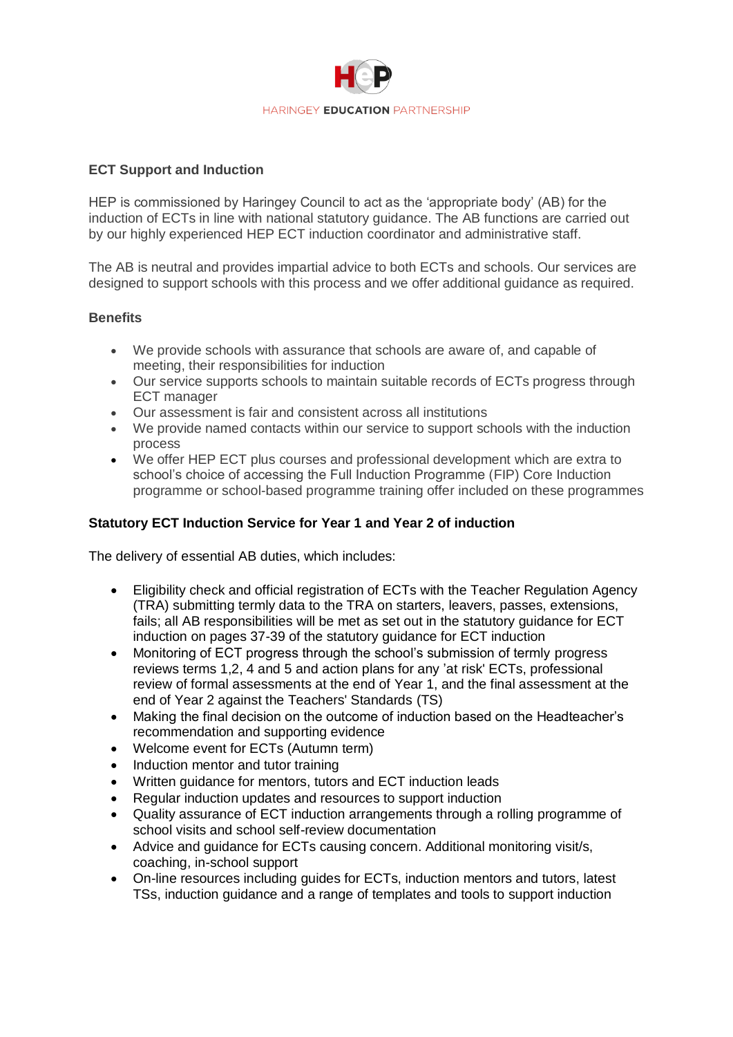HARINGEY EDUCATION PARTNERSHIP

## ECT Support and Induction

HEP is commissioned by Haringey Council to act as the 'appropriate body' (AB) for the induction of ECTs in line with national statutory guidance. The AB functions are carried out by our highly experienced HEP ECT induction coordinator and administrative staff.

The AB is neutral and provides impartial advice to both ECTs and schools. Our services are designed to support schools with this process and we offer additional guidance as required.

### Benefits

- We provide schools with assurance that schools are aware of, and capable of meeting, their responsibilities for induction
- Our service supports schools to maintain suitable records of ECTs progress through ECT manager
- Our assessment is fair and consistent across all institutions
- We provide named contacts within our service to support schools with the induction process
- We offer HEP ECT plus courses and professional development which are extra to school's choice of accessing the Full Induction Programme (FIP) Core Induction programme or school-based programme training offer included on these programmes

### Statutory ECT Induction Service for Year 1 and Year 2 of induction

The delivery of essential AB duties, which includes:

- Eligibility check and official registration of ECTs with the Teacher Regulation Agency (TRA) submitting termly data to the TRA on starters, leavers, passes, extensions, fails; all AB responsibilities will be met as set out in the statutory guidance for ECT induction on pages 37-39 of the statutory guidance for ECT induction
- Monitoring of ECT progress through the school's submission of termly progress reviews terms 1,2, 4 and 5 and action plans for any 'at risk' ECTs, professional review of formal assessments at the end of Year 1, and the final assessment at the end of Year 2 against the Teachers' Standards (TS)
- Making the final decision on the outcome of induction based on the Headteacher's recommendation and supporting evidence
- Welcome event for ECTs (Autumn term)
- Induction mentor and tutor training
- Written guidance for mentors, tutors and ECT induction leads
- Regular induction updates and resources to support induction
- Quality assurance of ECT induction arrangements through a rolling programme of school visits and school self-review documentation
- Advice and guidance for ECTs causing concern. Additional monitoring visit/s, coaching, in-school support
- On-line resources including guides for ECTs, induction mentors and tutors, latest TSs, induction guidance and a range of templates and tools to support induction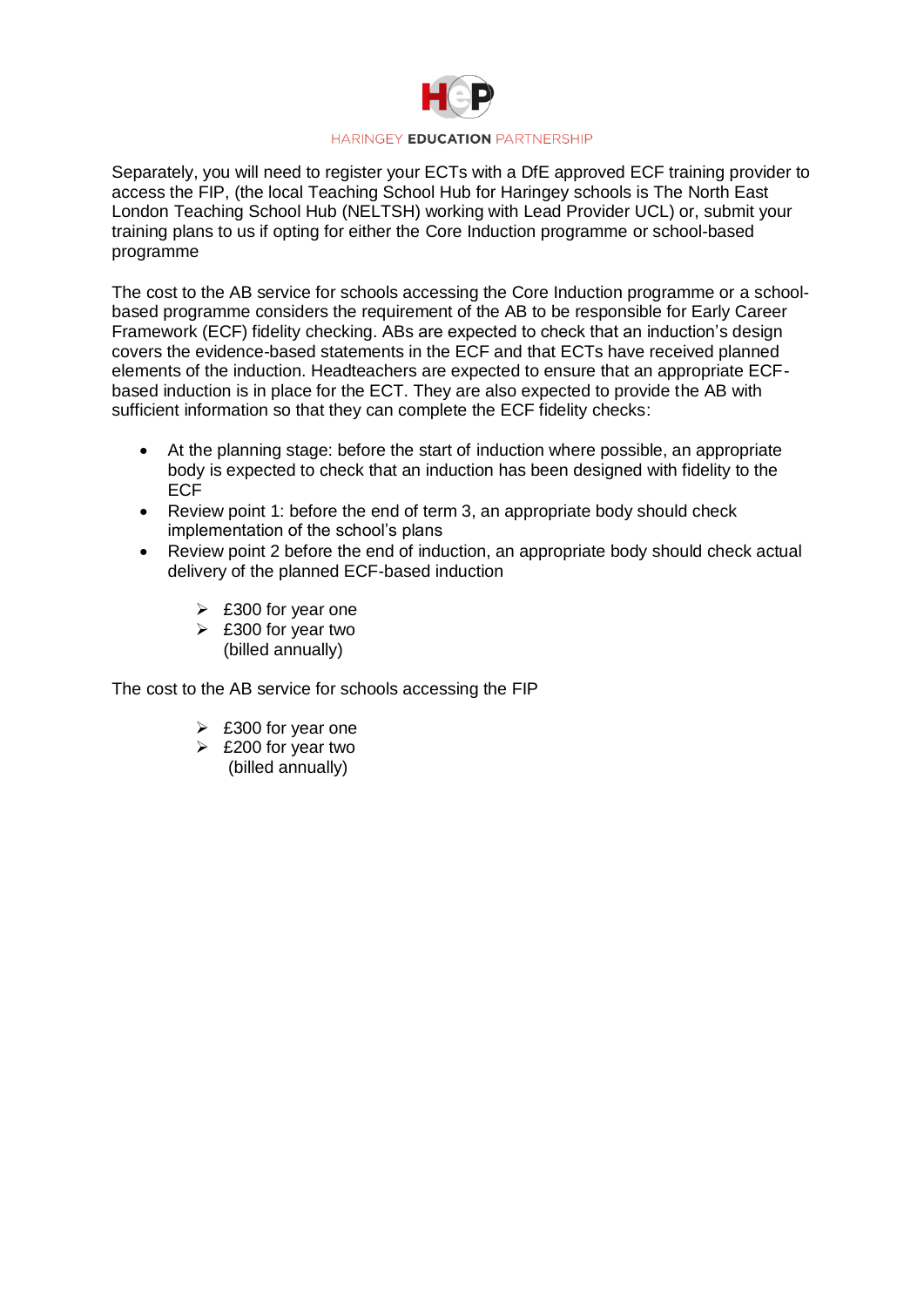Separately, you will need to register your ECTs with a DfE approved ECF training provider to access the FIP, (the local Teaching School Hub for Haringey schools is The North East London Teaching School Hub (NELTSH) working with Lead Provider UCL) or, submit your training plans to us if opting for either the Core Induction programme or school-based programme

The cost to the AB service for schools accessing the Core Induction programme or a school-based programme considers the requirement of the AB to be responsible for Early Career Framework (ECF) fidelity checking. ABs are expected to check that an induction's design covers the evidence-based statements in the ECF and that ECTs have received planned elements of the induction. Headteachers are expected to ensure that an appropriate ECF-based induction is in place for the ECT. They are also expected to provide the AB with sufficient information so that they can complete the ECF fidelity checks:

- At the planning stage: before the start of induction where possible, an appropriate body is expected to check that an induction has been designed with fidelity to the ECF
- Review point 1: before the end of term 3, an appropriate body should check implementation of the school's plans
- Review point 2 before the end of induction, an appropriate body should check actual delivery of the planned ECF-based induction

    - £300 for year one
    - £300 for year two
      (billed annually)

The cost to the AB service for schools accessing the FIP

- £300 for year one
- £200 for year two
  (billed annually)